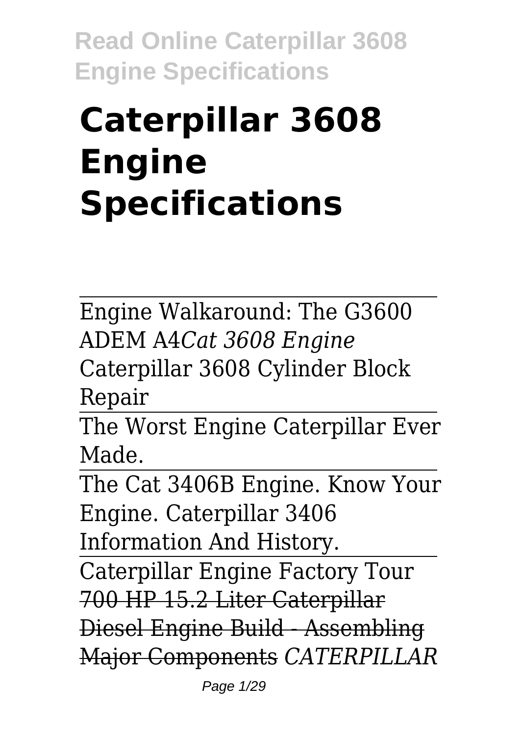# Caterpillar 3608 Engine Specifications

Engine Walkaround: The G3600 ADEM A4*Cat 3608 Engine* Caterpillar 3608 Cylinder Block Repair

The Worst Engine Caterpillar Ever Made.

The Cat 3406B Engine. Know Your Engine. Caterpillar 3406 Information And History.

Caterpillar Engine Factory Tour

~~700 HP 15.2 Liter Caterpillar Diesel Engine Build - Assembling Major Components~~ *CATERPILLAR*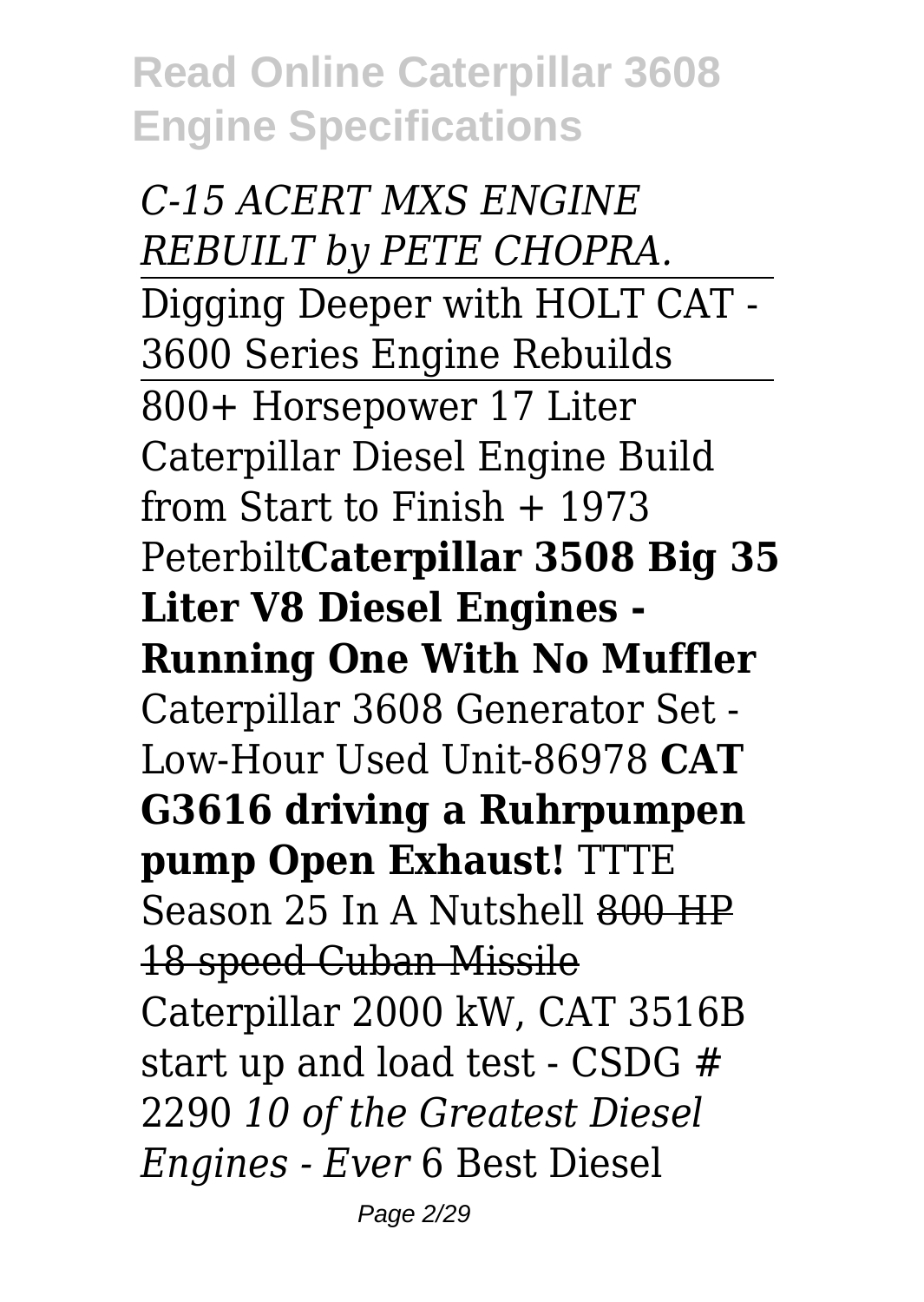*C-15 ACERT MXS ENGINE REBUILT by PETE CHOPRA.*

Digging Deeper with HOLT CAT - 3600 Series Engine Rebuilds

800+ Horsepower 17 Liter Caterpillar Diesel Engine Build from Start to Finish + 1973 Peterbilt**Caterpillar 3508 Big 35 Liter V8 Diesel Engines - Running One With No Muffler** Caterpillar 3608 Generator Set - Low-Hour Used Unit-86978 **CAT G3616 driving a Ruhrpumpen pump Open Exhaust!** TTTE Season 25 In A Nutshell ~~800 HP 18 speed Cuban Missile~~ Caterpillar 2000 kW, CAT 3516B start up and load test - CSDG # 2290 *10 of the Greatest Diesel Engines - Ever* 6 Best Diesel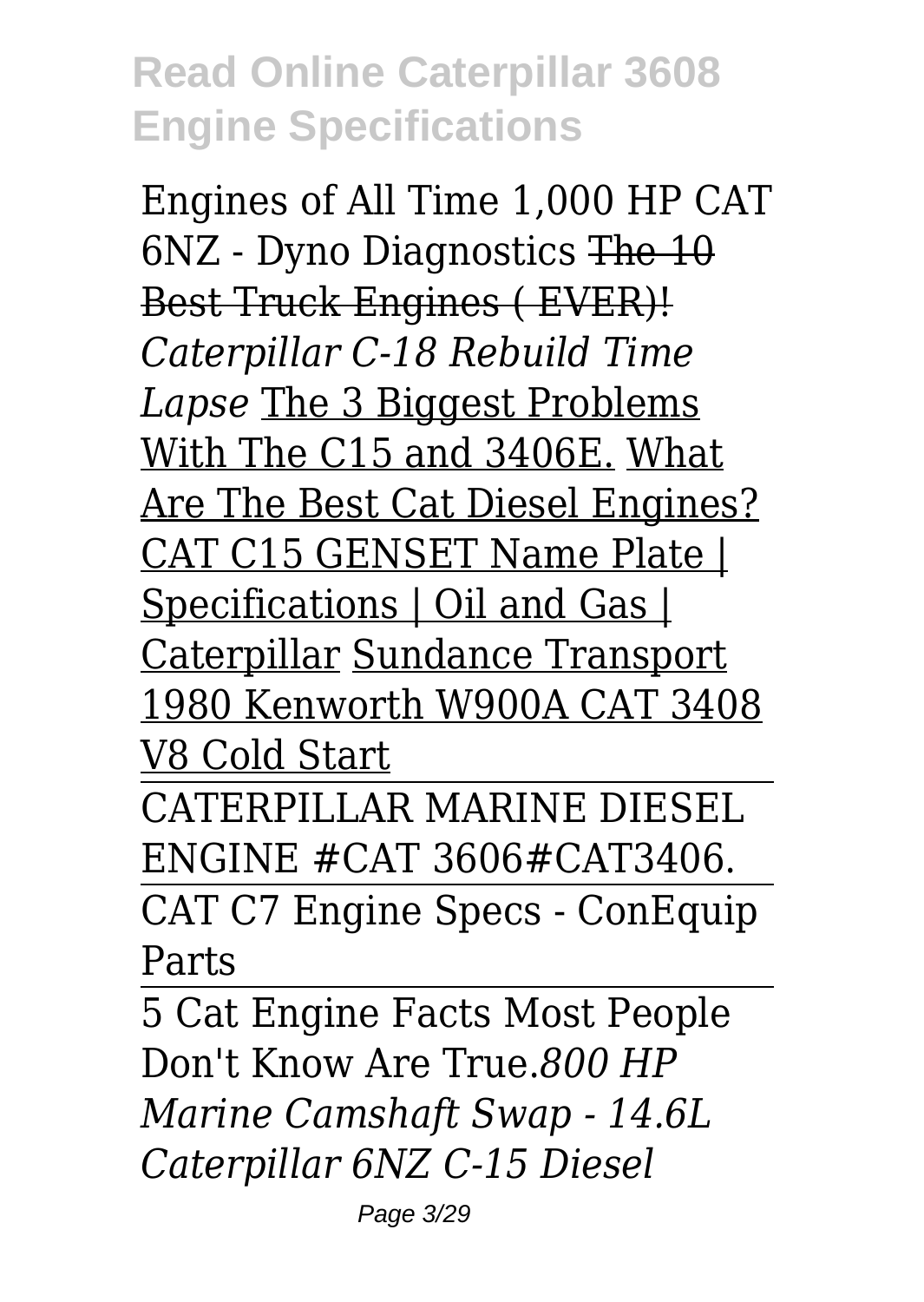Engines of All Time 1,000 HP CAT 6NZ - Dyno Diagnostics ~~The 10 Best Truck Engines ( EVER)!~~ *Caterpillar C-18 Rebuild Time Lapse* The 3 Biggest Problems With The C15 and 3406E. What Are The Best Cat Diesel Engines? CAT C15 GENSET Name Plate | Specifications | Oil and Gas | Caterpillar Sundance Transport 1980 Kenworth W900A CAT 3408 V8 Cold Start

CATERPILLAR MARINE DIESEL ENGINE #CAT 3606#CAT3406.

CAT C7 Engine Specs - ConEquip Parts

5 Cat Engine Facts Most People Don't Know Are True.*800 HP Marine Camshaft Swap - 14.6L Caterpillar 6NZ C-15 Diesel*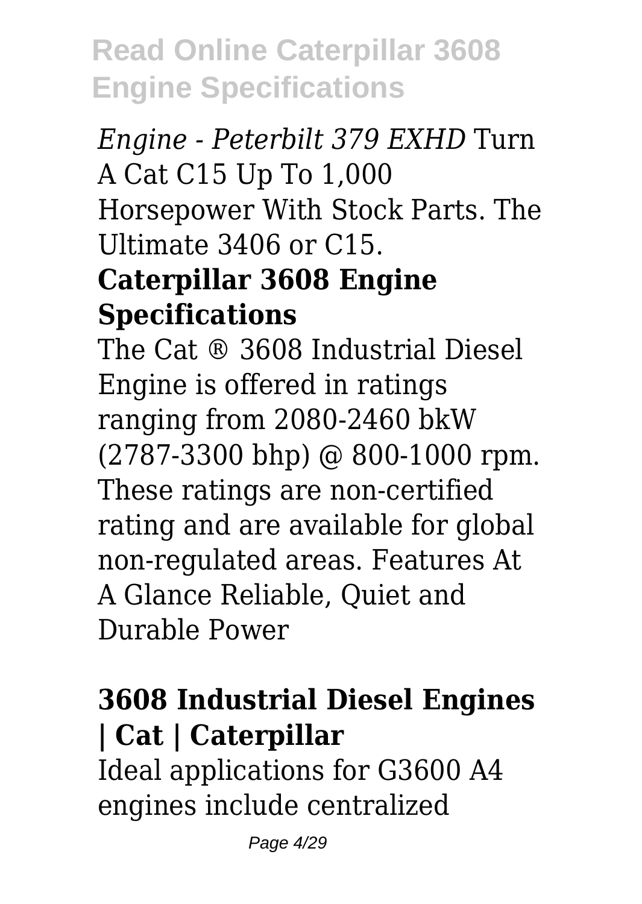*Engine - Peterbilt 379 EXHD* Turn A Cat C15 Up To 1,000 Horsepower With Stock Parts. The Ultimate 3406 or C15.

## Caterpillar 3608 Engine Specifications

The Cat ® 3608 Industrial Diesel Engine is offered in ratings ranging from 2080-2460 bkW (2787-3300 bhp) @ 800-1000 rpm. These ratings are non-certified rating and are available for global non-regulated areas. Features At A Glance Reliable, Quiet and Durable Power

## 3608 Industrial Diesel Engines | Cat | Caterpillar

Ideal applications for G3600 A4 engines include centralized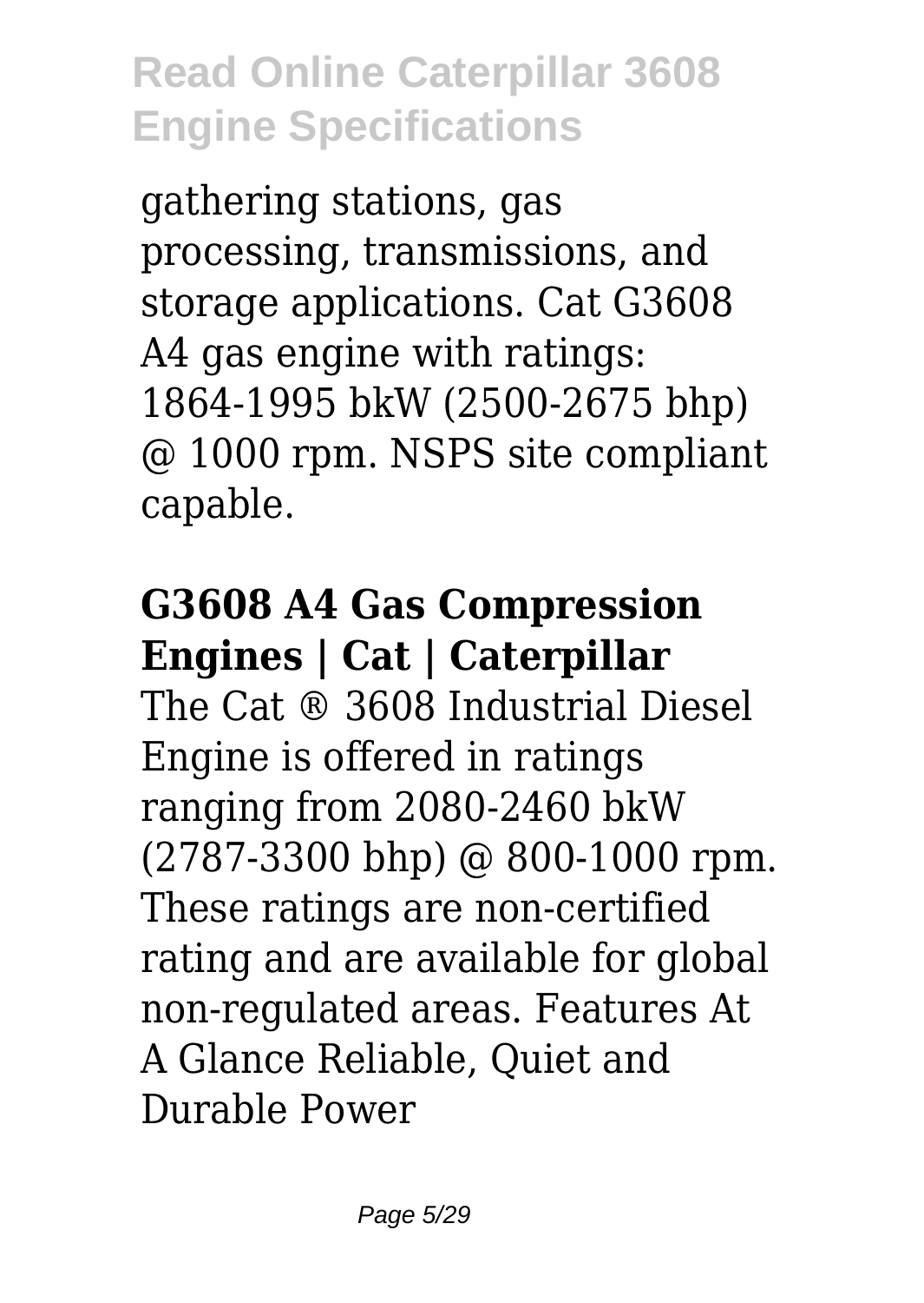gathering stations, gas processing, transmissions, and storage applications. Cat G3608 A4 gas engine with ratings: 1864-1995 bkW (2500-2675 bhp) @ 1000 rpm. NSPS site compliant capable.

## G3608 A4 Gas Compression Engines | Cat | Caterpillar

The Cat ® 3608 Industrial Diesel Engine is offered in ratings ranging from 2080-2460 bkW (2787-3300 bhp) @ 800-1000 rpm. These ratings are non-certified rating and are available for global non-regulated areas. Features At A Glance Reliable, Quiet and Durable Power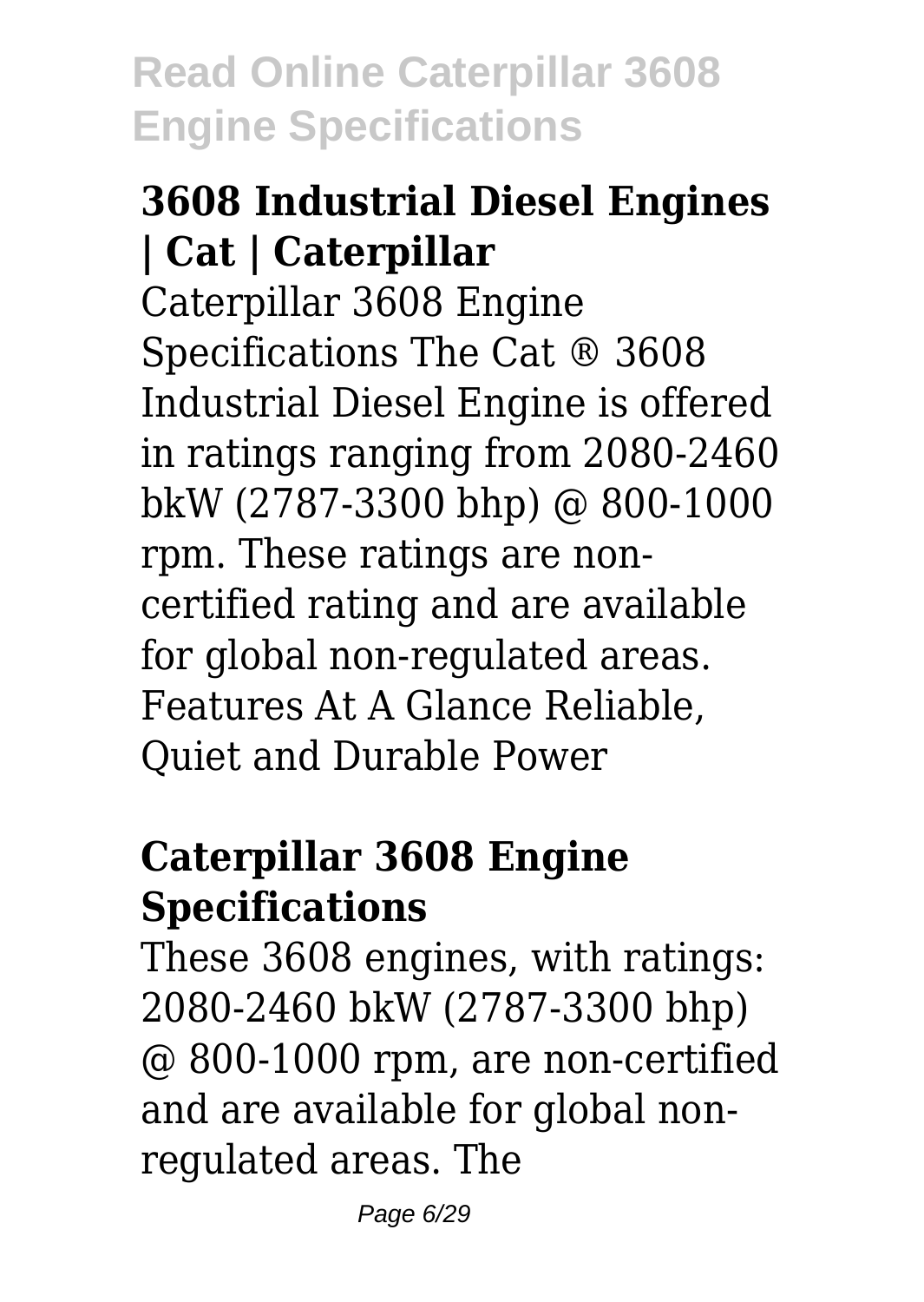### 3608 Industrial Diesel Engines | Cat | Caterpillar

Caterpillar 3608 Engine Specifications The Cat ® 3608 Industrial Diesel Engine is offered in ratings ranging from 2080-2460 bkW (2787-3300 bhp) @ 800-1000 rpm. These ratings are non-certified rating and are available for global non-regulated areas. Features At A Glance Reliable, Quiet and Durable Power

### Caterpillar 3608 Engine Specifications

These 3608 engines, with ratings: 2080-2460 bkW (2787-3300 bhp) @ 800-1000 rpm, are non-certified and are available for global non-regulated areas. The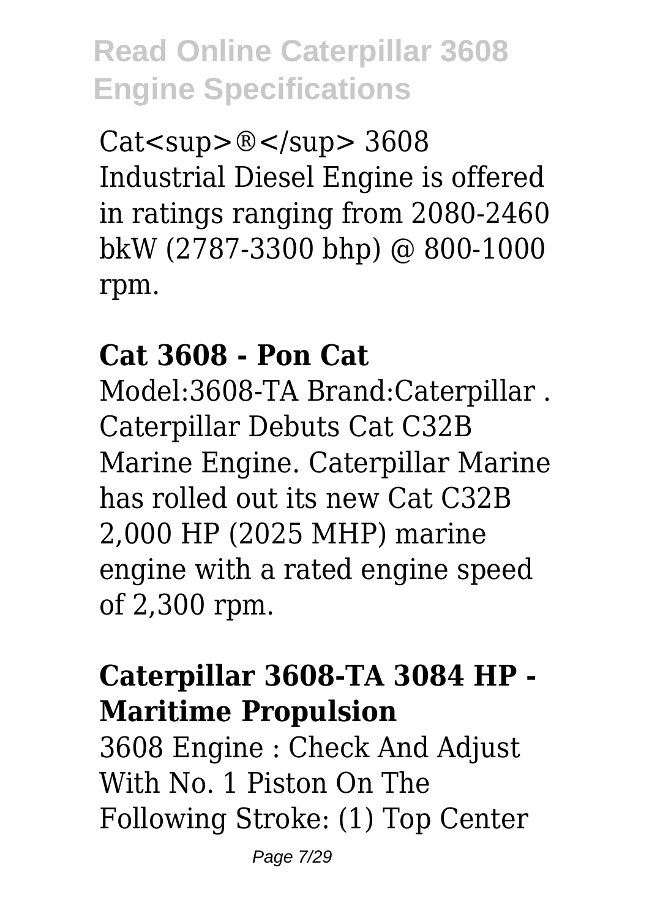Cat<sup>®</sup> 3608 Industrial Diesel Engine is offered in ratings ranging from 2080-2460 bkW (2787-3300 bhp) @ 800-1000 rpm.

**Cat 3608 - Pon Cat**

Model:3608-TA Brand:Caterpillar . Caterpillar Debuts Cat C32B Marine Engine. Caterpillar Marine has rolled out its new Cat C32B 2,000 HP (2025 MHP) marine engine with a rated engine speed of 2,300 rpm.

**Caterpillar 3608-TA 3084 HP - Maritime Propulsion**

3608 Engine : Check And Adjust With No. 1 Piston On The Following Stroke: (1) Top Center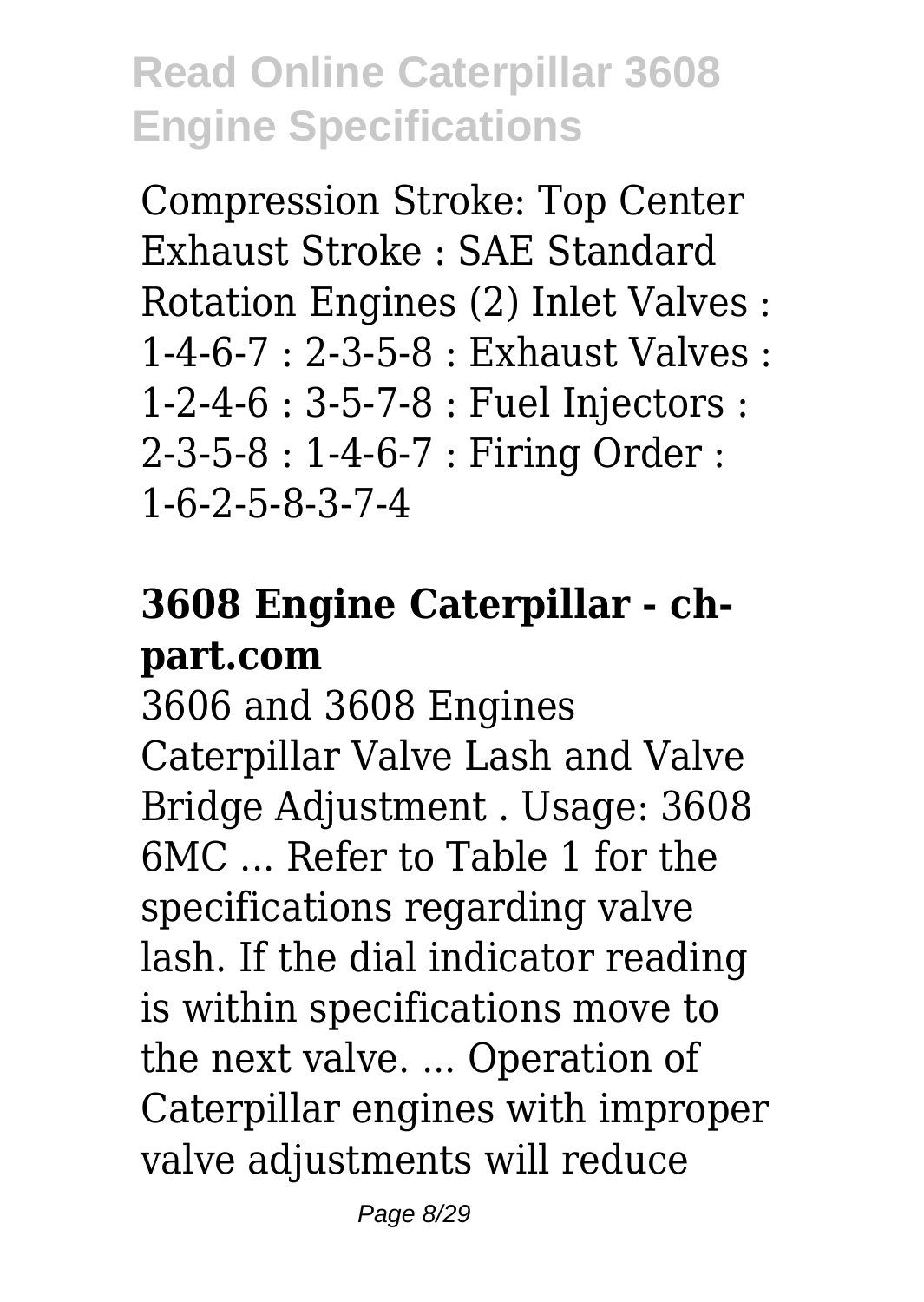Compression Stroke: Top Center Exhaust Stroke : SAE Standard Rotation Engines (2) Inlet Valves : 1-4-6-7 : 2-3-5-8 : Exhaust Valves : 1-2-4-6 : 3-5-7-8 : Fuel Injectors : 2-3-5-8 : 1-4-6-7 : Firing Order : 1-6-2-5-8-3-7-4

## 3608 Engine Caterpillar - ch-part.com

3606 and 3608 Engines Caterpillar Valve Lash and Valve Bridge Adjustment . Usage: 3608 6MC ... Refer to Table 1 for the specifications regarding valve lash. If the dial indicator reading is within specifications move to the next valve. ... Operation of Caterpillar engines with improper valve adjustments will reduce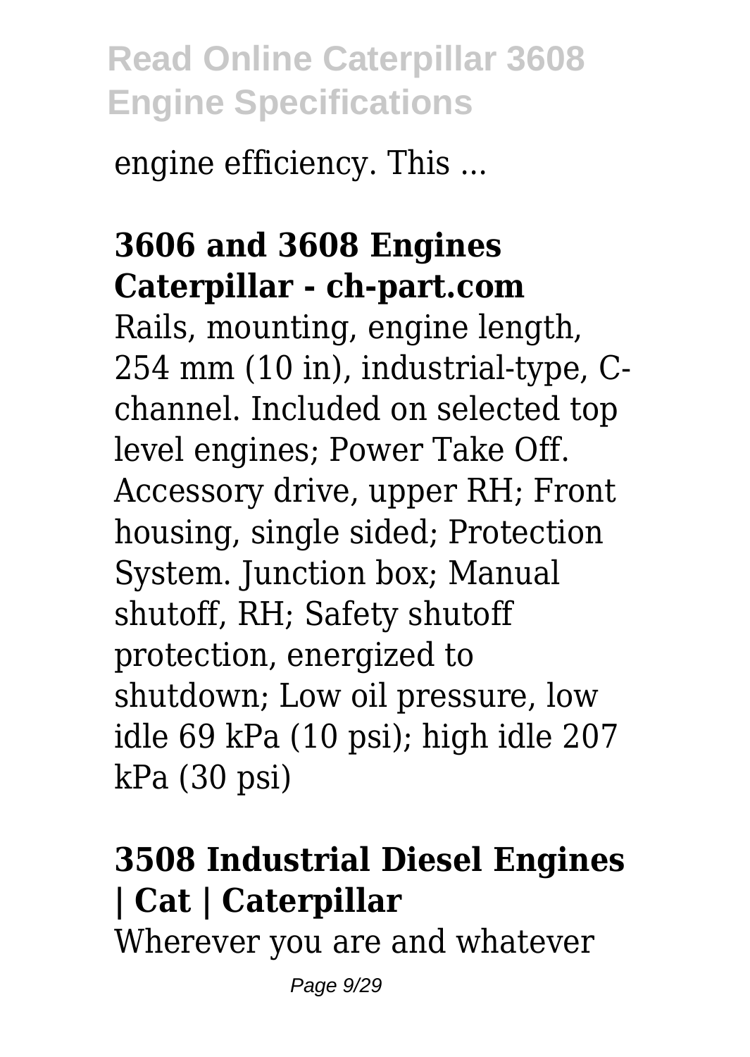engine efficiency. This ...

## 3606 and 3608 Engines Caterpillar - ch-part.com

Rails, mounting, engine length, 254 mm (10 in), industrial-type, C-channel. Included on selected top level engines; Power Take Off. Accessory drive, upper RH; Front housing, single sided; Protection System. Junction box; Manual shutoff, RH; Safety shutoff protection, energized to shutdown; Low oil pressure, low idle 69 kPa (10 psi); high idle 207 kPa (30 psi)

## 3508 Industrial Diesel Engines | Cat | Caterpillar

Wherever you are and whatever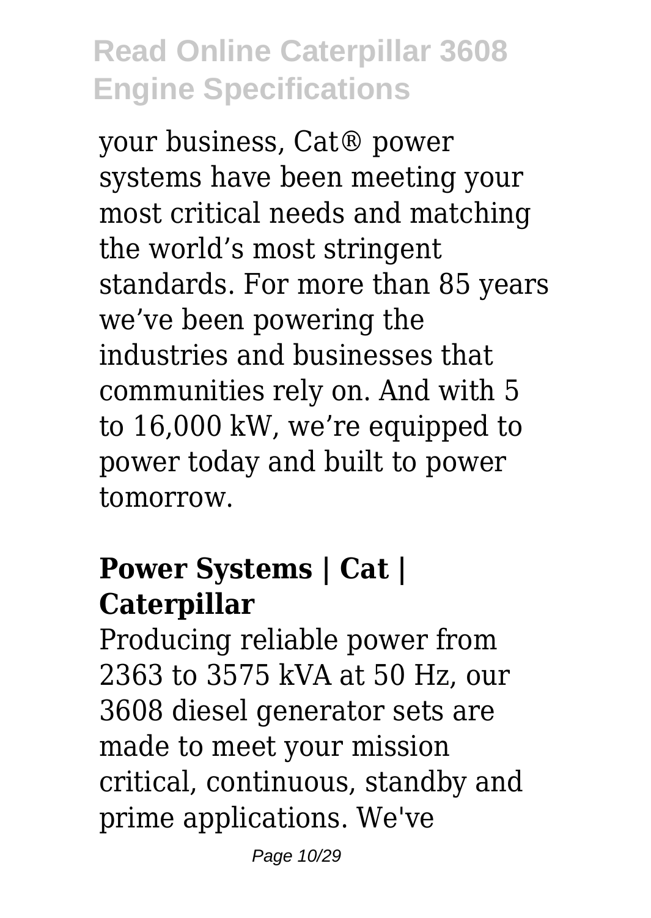your business, Cat® power systems have been meeting your most critical needs and matching the world’s most stringent standards. For more than 85 years we’ve been powering the industries and businesses that communities rely on. And with 5 to 16,000 kW, we’re equipped to power today and built to power tomorrow.

### Power Systems | Cat | Caterpillar

Producing reliable power from 2363 to 3575 kVA at 50 Hz, our 3608 diesel generator sets are made to meet your mission critical, continuous, standby and prime applications. We've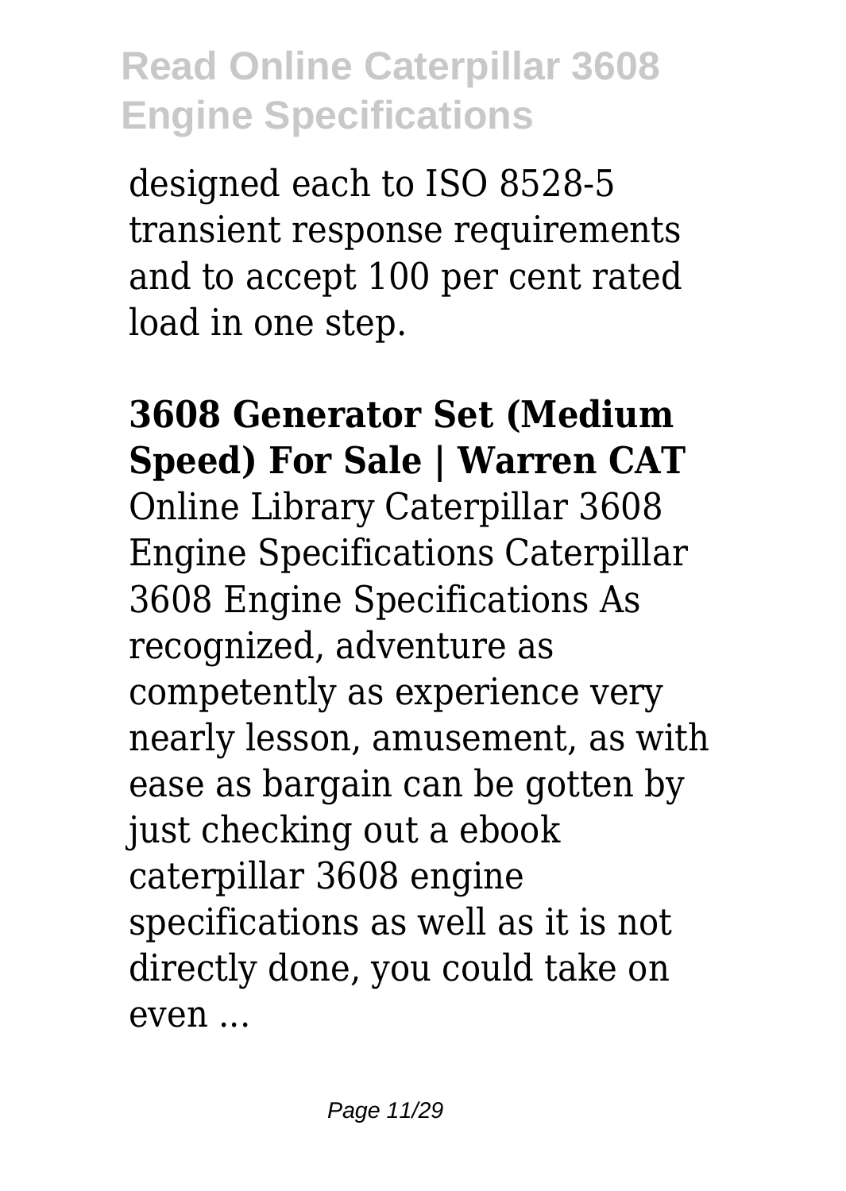designed each to ISO 8528-5 transient response requirements and to accept 100 per cent rated load in one step.

**3608 Generator Set (Medium Speed) For Sale | Warren CAT**

Online Library Caterpillar 3608 Engine Specifications Caterpillar 3608 Engine Specifications As recognized, adventure as competently as experience very nearly lesson, amusement, as with ease as bargain can be gotten by just checking out a ebook caterpillar 3608 engine specifications as well as it is not directly done, you could take on even ...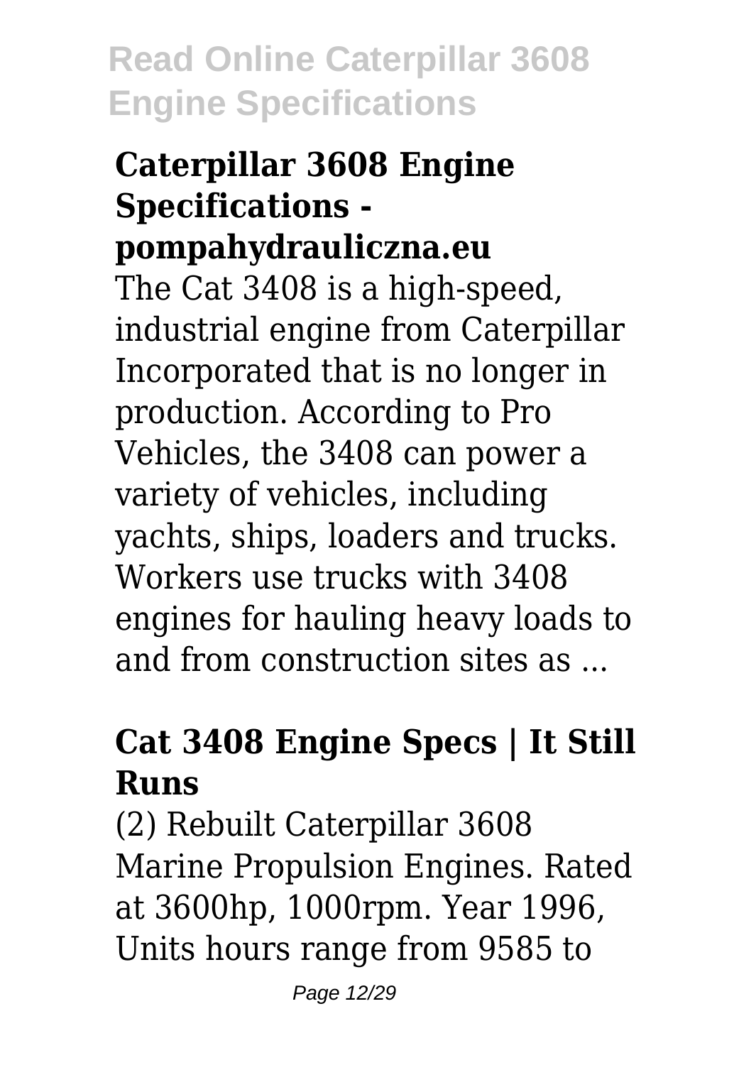### Caterpillar 3608 Engine Specifications - pompahydrauliczna.eu

The Cat 3408 is a high-speed, industrial engine from Caterpillar Incorporated that is no longer in production. According to Pro Vehicles, the 3408 can power a variety of vehicles, including yachts, ships, loaders and trucks. Workers use trucks with 3408 engines for hauling heavy loads to and from construction sites as ...

### Cat 3408 Engine Specs | It Still Runs

(2) Rebuilt Caterpillar 3608 Marine Propulsion Engines. Rated at 3600hp, 1000rpm. Year 1996, Units hours range from 9585 to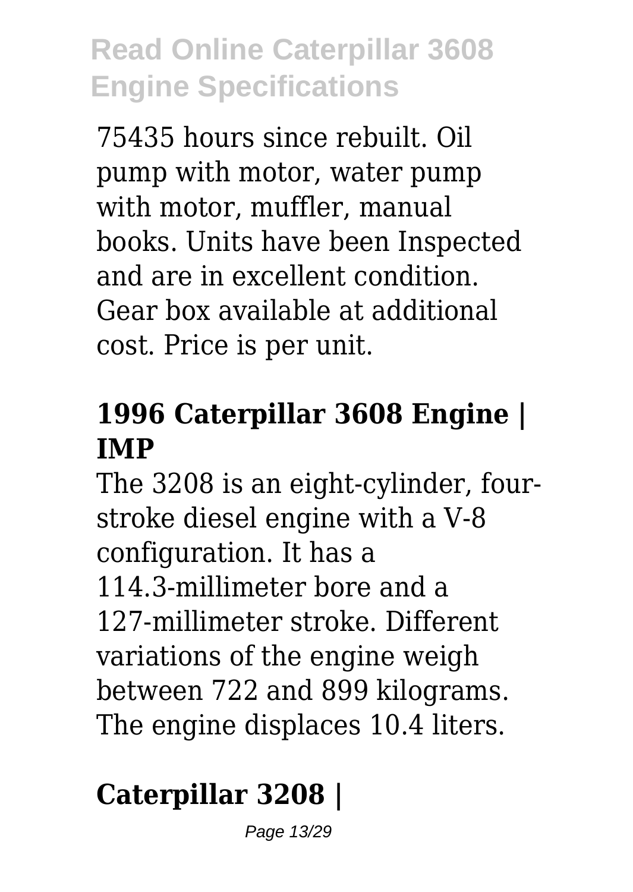75435 hours since rebuilt. Oil pump with motor, water pump with motor, muffler, manual books. Units have been Inspected and are in excellent condition. Gear box available at additional cost. Price is per unit.

## 1996 Caterpillar 3608 Engine | IMP

The 3208 is an eight-cylinder, four-stroke diesel engine with a V-8 configuration. It has a 114.3-millimeter bore and a 127-millimeter stroke. Different variations of the engine weigh between 722 and 899 kilograms. The engine displaces 10.4 liters.

## Caterpillar 3208 |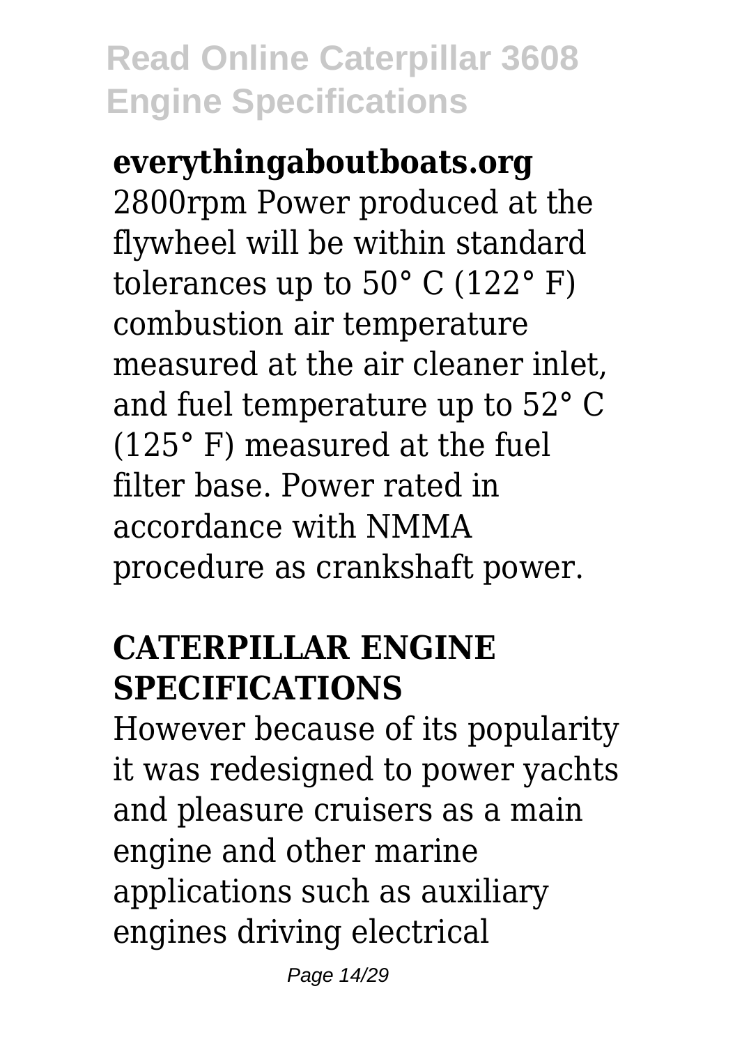**everythingaboutboats.org**
2800rpm Power produced at the flywheel will be within standard tolerances up to 50° C (122° F) combustion air temperature measured at the air cleaner inlet, and fuel temperature up to 52° C (125° F) measured at the fuel filter base. Power rated in accordance with NMMA procedure as crankshaft power.

## CATERPILLAR ENGINE SPECIFICATIONS

However because of its popularity it was redesigned to power yachts and pleasure cruisers as a main engine and other marine applications such as auxiliary engines driving electrical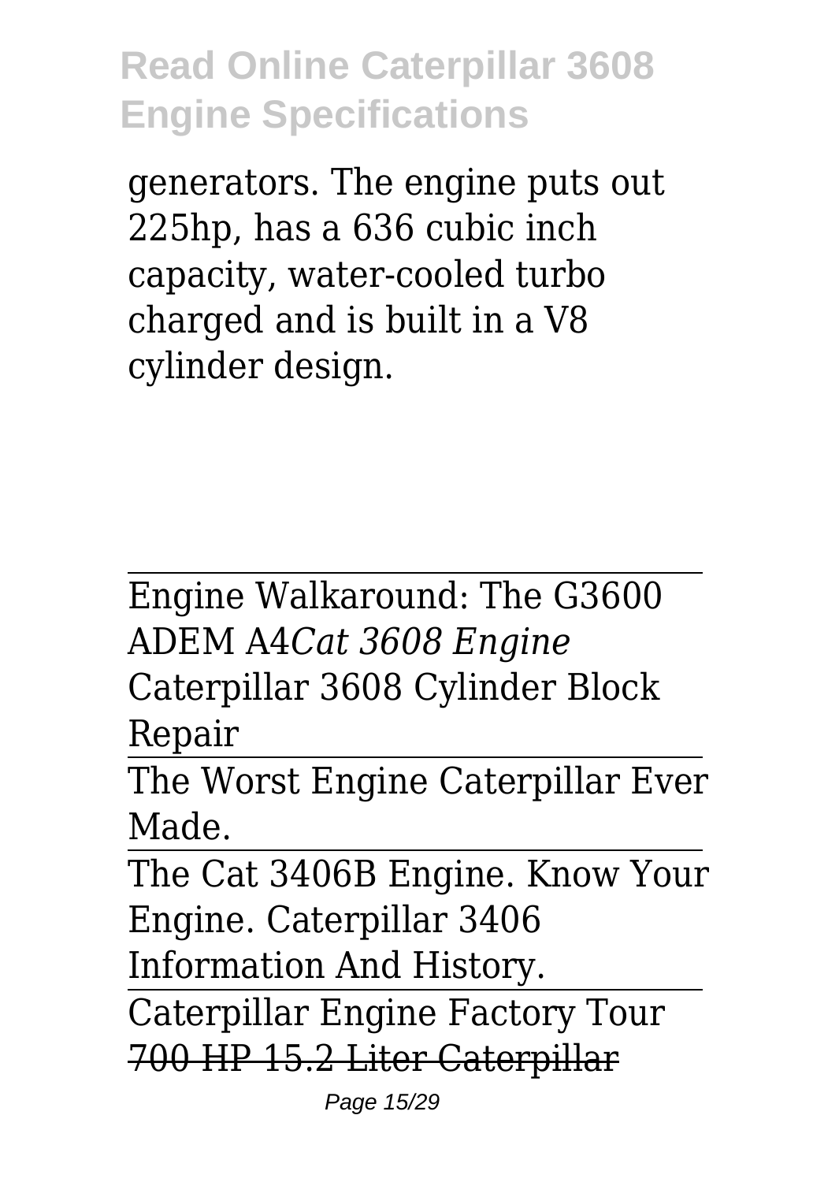generators. The engine puts out 225hp, has a 636 cubic inch capacity, water-cooled turbo charged and is built in a V8 cylinder design.

---

Engine Walkaround: The G3600 ADEM A4*Cat 3608 Engine* Caterpillar 3608 Cylinder Block Repair

---

The Worst Engine Caterpillar Ever Made.

---

The Cat 3406B Engine. Know Your Engine. Caterpillar 3406 Information And History.

---

Caterpillar Engine Factory Tour ~~700 HP 15.2 Liter Caterpillar~~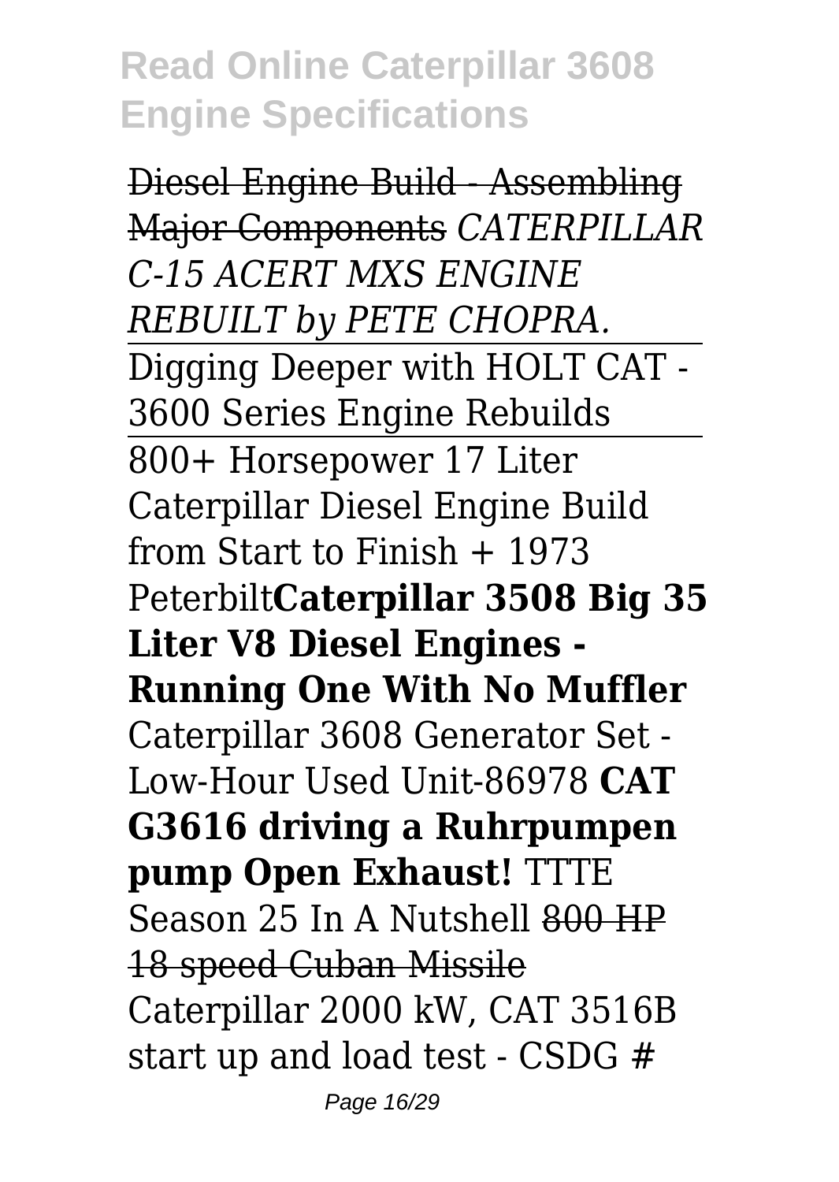~~Diesel Engine Build - Assembling Major Components~~ *CATERPILLAR C-15 ACERT MXS ENGINE REBUILT by PETE CHOPRA.*

Digging Deeper with HOLT CAT - 3600 Series Engine Rebuilds

800+ Horsepower 17 Liter Caterpillar Diesel Engine Build from Start to Finish + 1973 Peterbilt**Caterpillar 3508 Big 35 Liter V8 Diesel Engines - Running One With No Muffler** Caterpillar 3608 Generator Set - Low-Hour Used Unit-86978 **CAT G3616 driving a Ruhrpumpen pump Open Exhaust!** TTTE Season 25 In A Nutshell ~~800 HP 18 speed Cuban Missile~~ Caterpillar 2000 kW, CAT 3516B start up and load test - CSDG #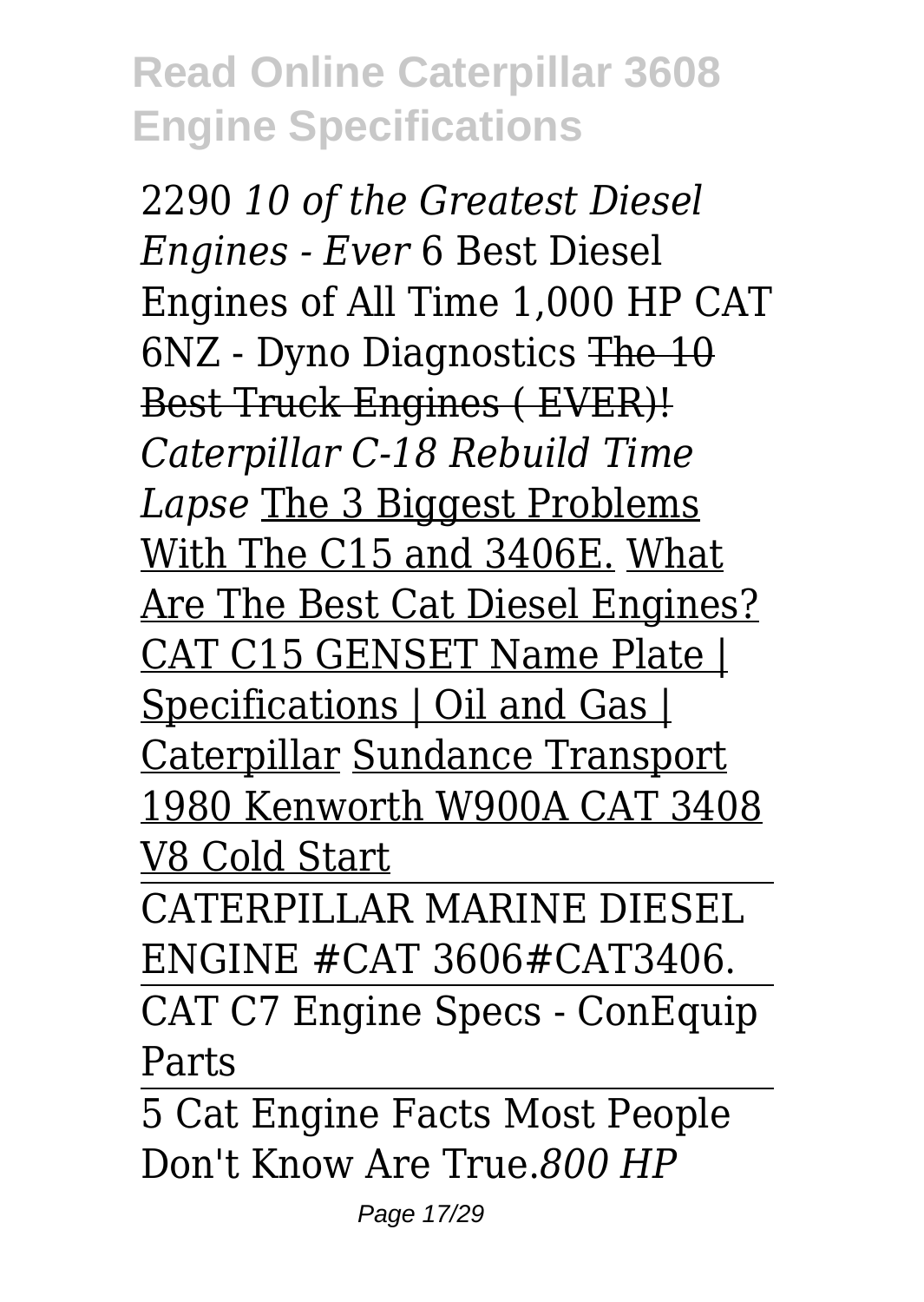2290 *10 of the Greatest Diesel Engines - Ever* 6 Best Diesel Engines of All Time 1,000 HP CAT 6NZ - Dyno Diagnostics ~~The 10 Best Truck Engines ( EVER)!~~ *Caterpillar C-18 Rebuild Time Lapse* The 3 Biggest Problems With The C15 and 3406E. What Are The Best Cat Diesel Engines? CAT C15 GENSET Name Plate | Specifications | Oil and Gas | Caterpillar Sundance Transport 1980 Kenworth W900A CAT 3408 V8 Cold Start

CATERPILLAR MARINE DIESEL ENGINE #CAT 3606#CAT3406.

CAT C7 Engine Specs - ConEquip Parts

5 Cat Engine Facts Most People Don't Know Are True.*800 HP*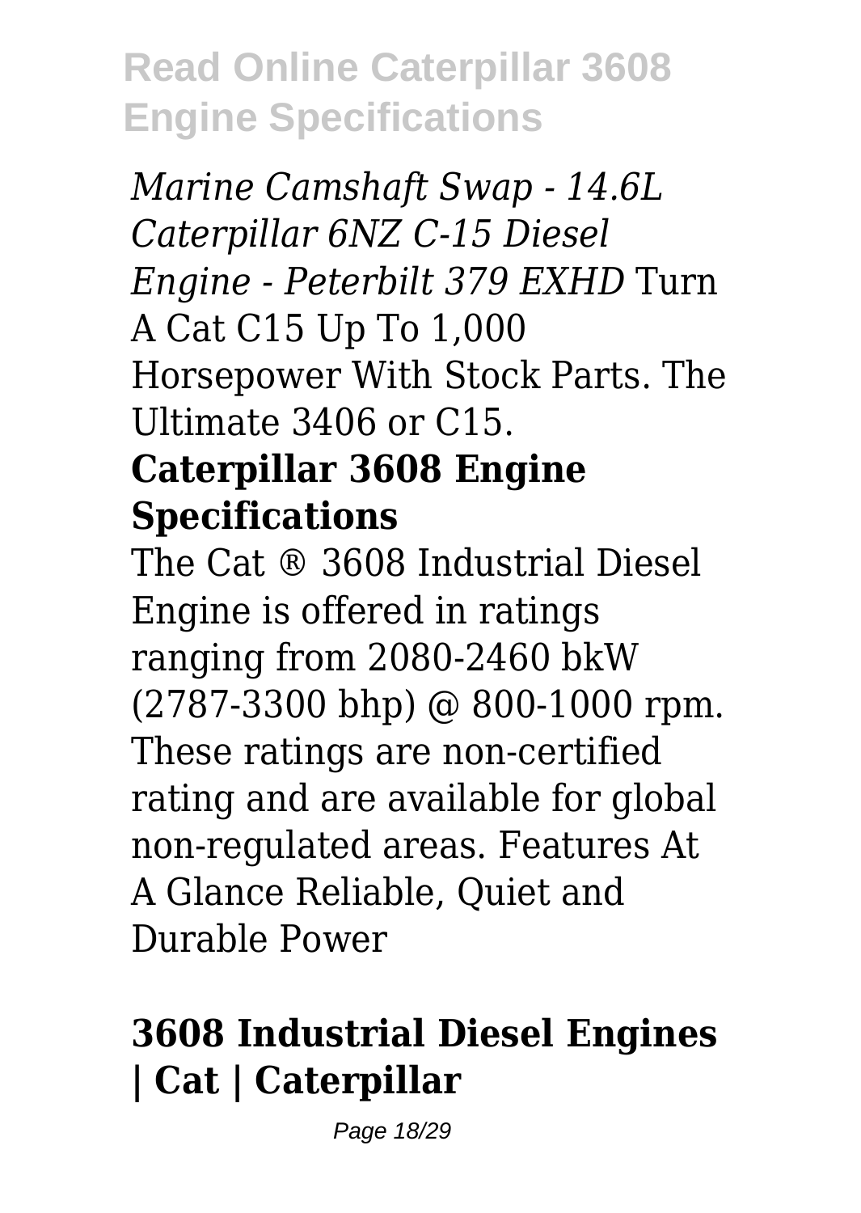*Marine Camshaft Swap - 14.6L Caterpillar 6NZ C-15 Diesel Engine - Peterbilt 379 EXHD* Turn A Cat C15 Up To 1,000 Horsepower With Stock Parts. The Ultimate 3406 or C15.

**Caterpillar 3608 Engine Specifications**

The Cat ® 3608 Industrial Diesel Engine is offered in ratings ranging from 2080-2460 bkW (2787-3300 bhp) @ 800-1000 rpm. These ratings are non-certified rating and are available for global non-regulated areas. Features At A Glance Reliable, Quiet and Durable Power

**3608 Industrial Diesel Engines | Cat | Caterpillar**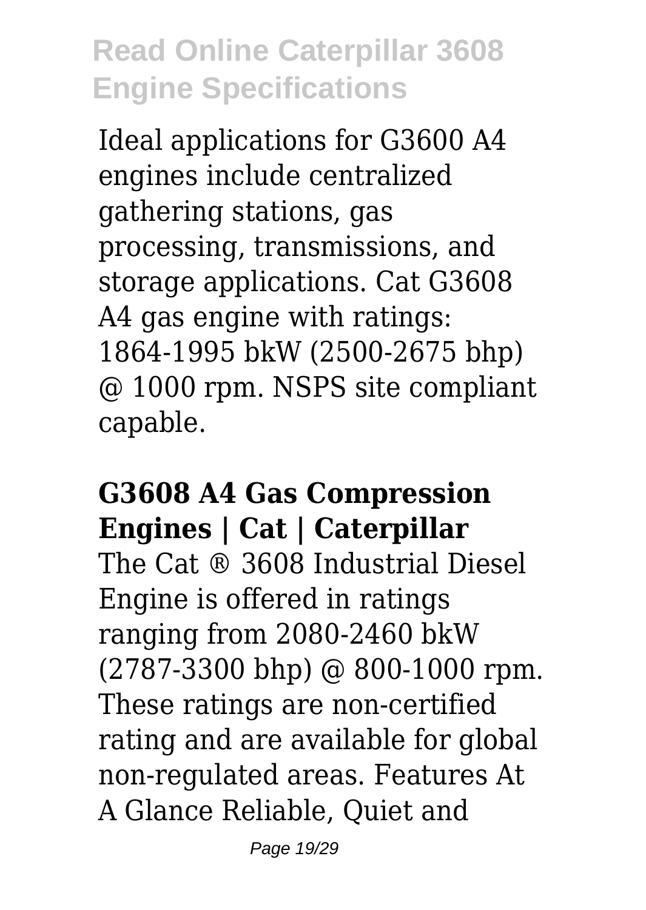Ideal applications for G3600 A4 engines include centralized gathering stations, gas processing, transmissions, and storage applications. Cat G3608 A4 gas engine with ratings: 1864-1995 bkW (2500-2675 bhp) @ 1000 rpm. NSPS site compliant capable.

**G3608 A4 Gas Compression Engines | Cat | Caterpillar**

The Cat ® 3608 Industrial Diesel Engine is offered in ratings ranging from 2080-2460 bkW (2787-3300 bhp) @ 800-1000 rpm. These ratings are non-certified rating and are available for global non-regulated areas. Features At A Glance Reliable, Quiet and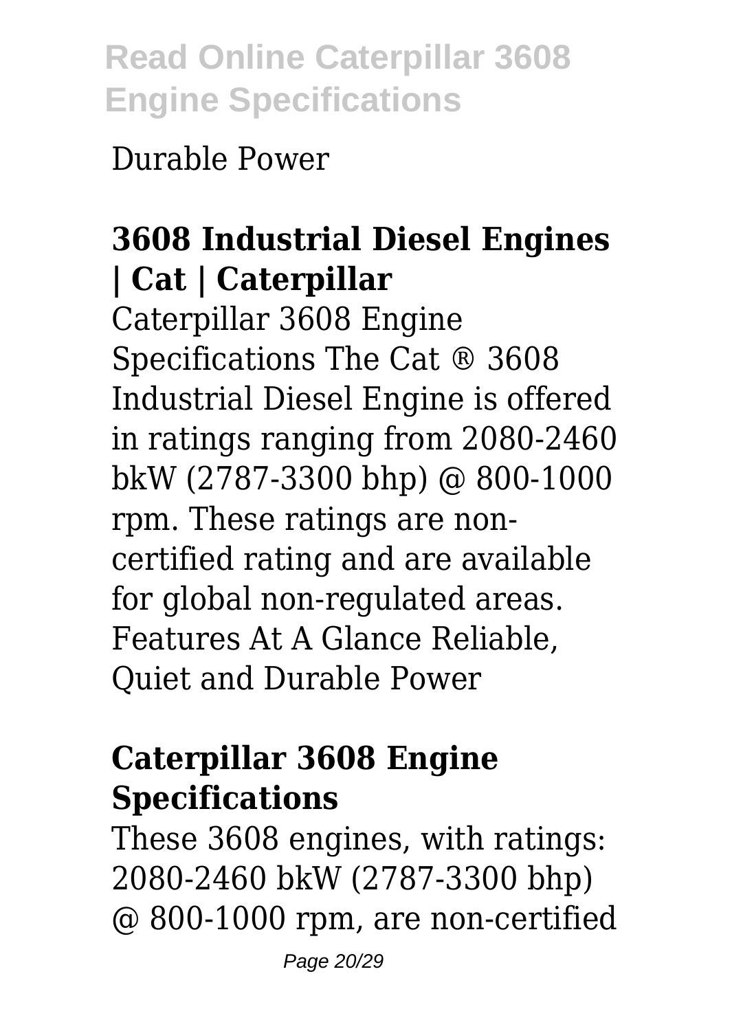Durable Power

## 3608 Industrial Diesel Engines | Cat | Caterpillar

Caterpillar 3608 Engine Specifications The Cat ® 3608 Industrial Diesel Engine is offered in ratings ranging from 2080-2460 bkW (2787-3300 bhp) @ 800-1000 rpm. These ratings are non-certified rating and are available for global non-regulated areas. Features At A Glance Reliable, Quiet and Durable Power

## Caterpillar 3608 Engine Specifications

These 3608 engines, with ratings: 2080-2460 bkW (2787-3300 bhp) @ 800-1000 rpm, are non-certified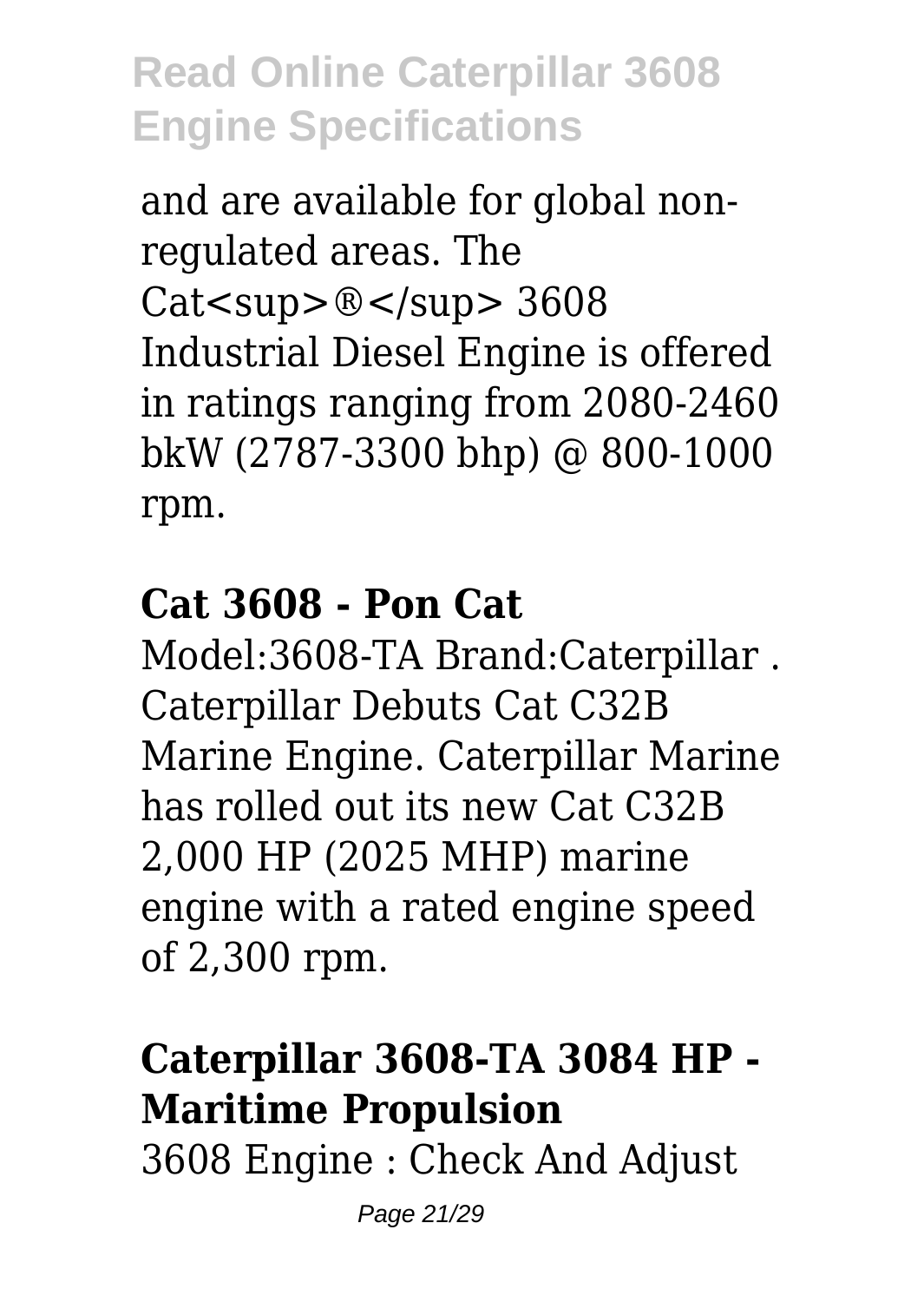and are available for global non-regulated areas. The Cat<sup>®</sup> 3608 Industrial Diesel Engine is offered in ratings ranging from 2080-2460 bkW (2787-3300 bhp) @ 800-1000 rpm.

**Cat 3608 - Pon Cat**

Model:3608-TA Brand:Caterpillar . Caterpillar Debuts Cat C32B Marine Engine. Caterpillar Marine has rolled out its new Cat C32B 2,000 HP (2025 MHP) marine engine with a rated engine speed of 2,300 rpm.

**Caterpillar 3608-TA 3084 HP - Maritime Propulsion**

3608 Engine : Check And Adjust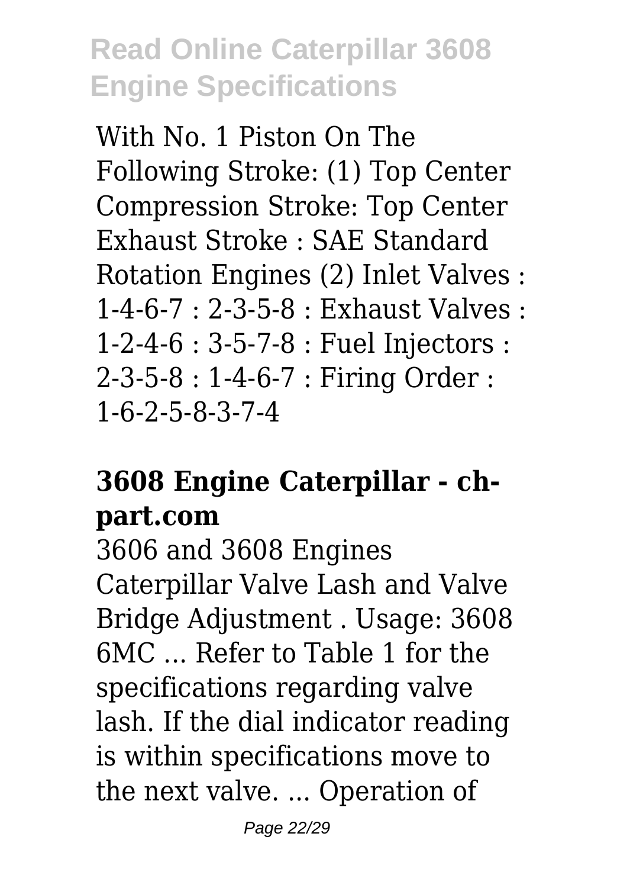With No. 1 Piston On The Following Stroke: (1) Top Center Compression Stroke: Top Center Exhaust Stroke : SAE Standard Rotation Engines (2) Inlet Valves : 1-4-6-7 : 2-3-5-8 : Exhaust Valves : 1-2-4-6 : 3-5-7-8 : Fuel Injectors : 2-3-5-8 : 1-4-6-7 : Firing Order : 1-6-2-5-8-3-7-4

### 3608 Engine Caterpillar - ch-part.com

3606 and 3608 Engines Caterpillar Valve Lash and Valve Bridge Adjustment . Usage: 3608 6MC ... Refer to Table 1 for the specifications regarding valve lash. If the dial indicator reading is within specifications move to the next valve. ... Operation of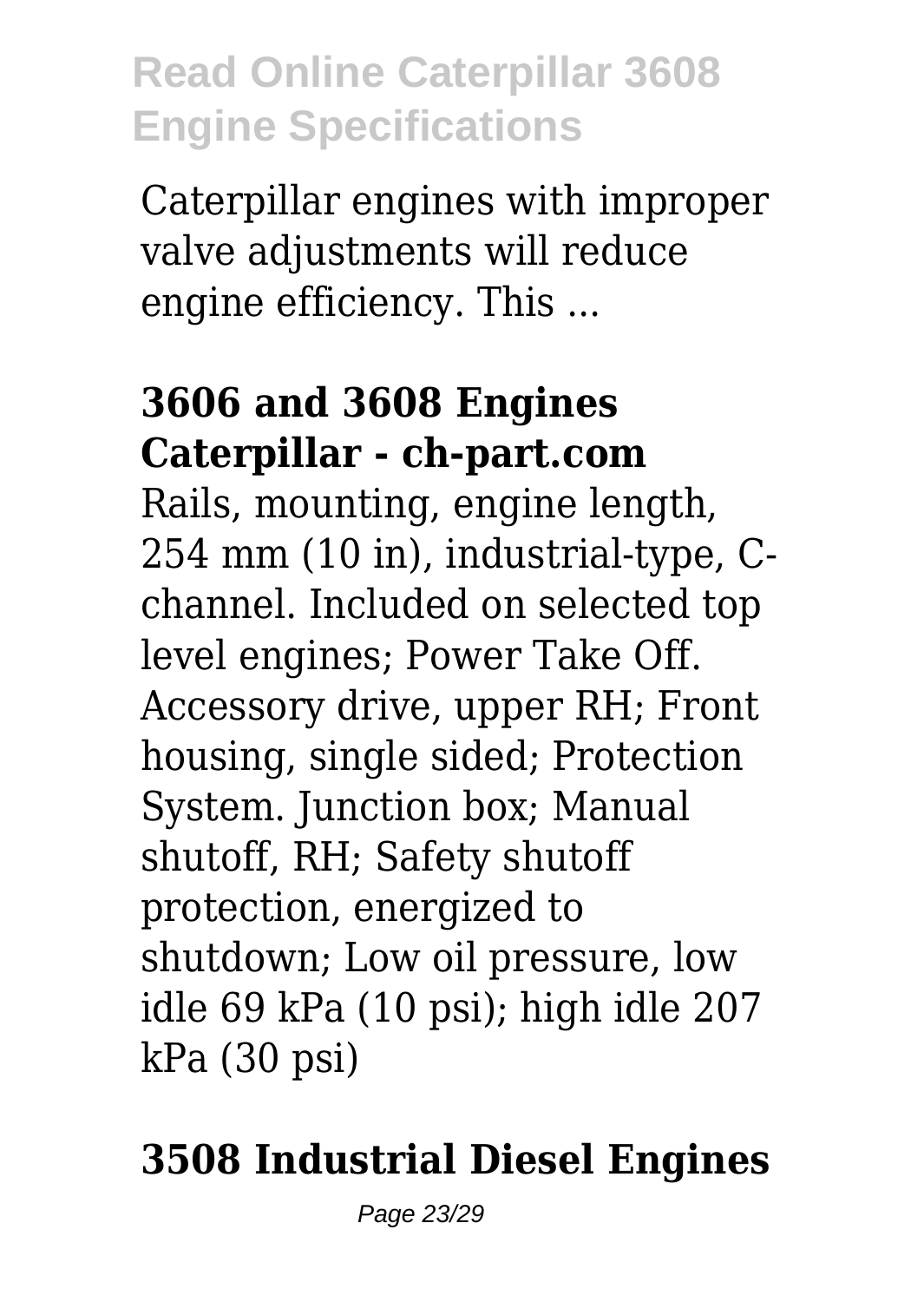Caterpillar engines with improper valve adjustments will reduce engine efficiency. This ...

**3606 and 3608 Engines Caterpillar - ch-part.com**

Rails, mounting, engine length, 254 mm (10 in), industrial-type, C-channel. Included on selected top level engines; Power Take Off. Accessory drive, upper RH; Front housing, single sided; Protection System. Junction box; Manual shutoff, RH; Safety shutoff protection, energized to shutdown; Low oil pressure, low idle 69 kPa (10 psi); high idle 207 kPa (30 psi)

**3508 Industrial Diesel Engines**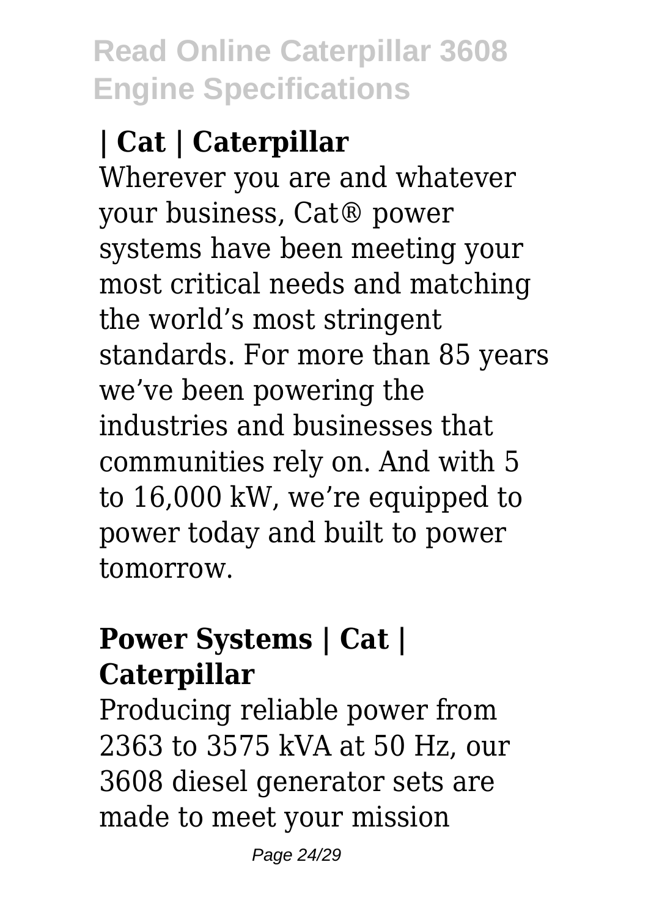## | Cat | Caterpillar

Wherever you are and whatever your business, Cat® power systems have been meeting your most critical needs and matching the world's most stringent standards. For more than 85 years we've been powering the industries and businesses that communities rely on. And with 5 to 16,000 kW, we're equipped to power today and built to power tomorrow.

## Power Systems | Cat | Caterpillar

Producing reliable power from 2363 to 3575 kVA at 50 Hz, our 3608 diesel generator sets are made to meet your mission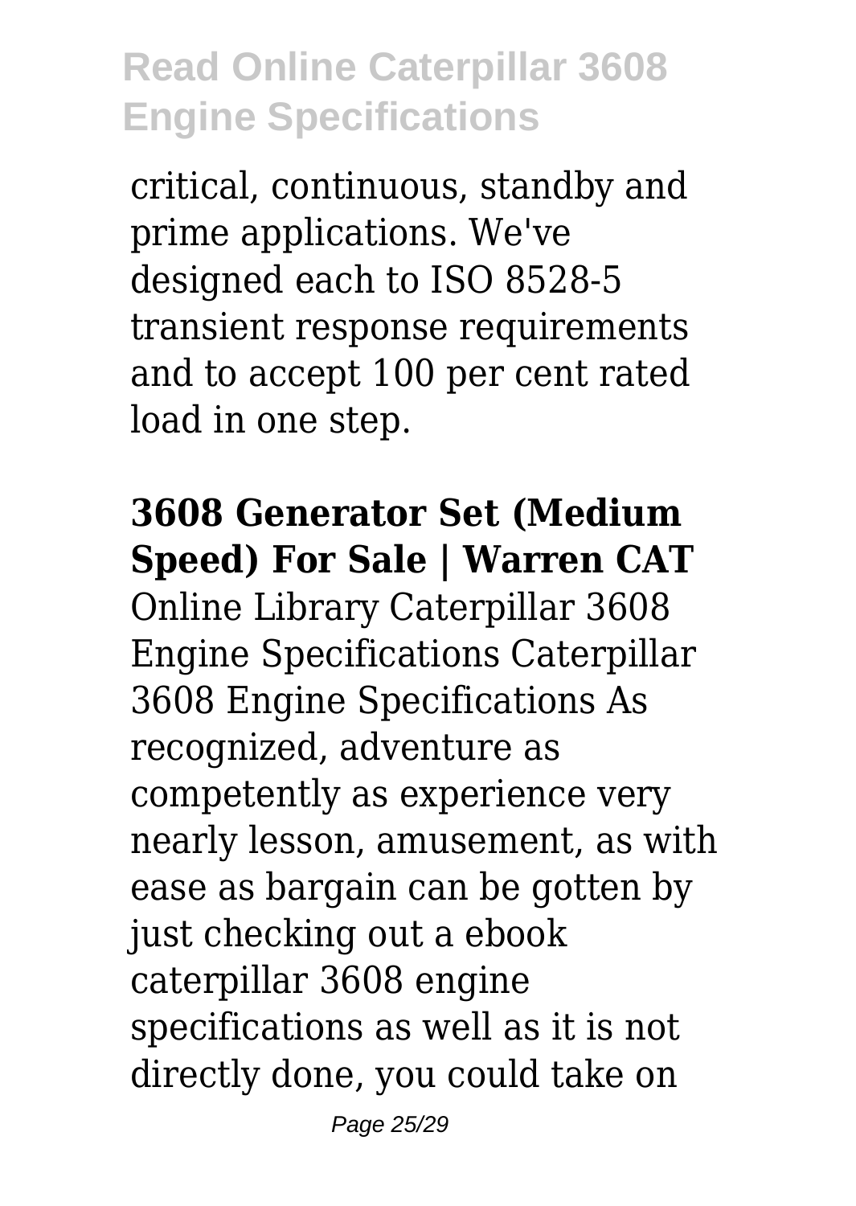critical, continuous, standby and prime applications. We've designed each to ISO 8528-5 transient response requirements and to accept 100 per cent rated load in one step.

**3608 Generator Set (Medium Speed) For Sale | Warren CAT**

Online Library Caterpillar 3608 Engine Specifications Caterpillar 3608 Engine Specifications As recognized, adventure as competently as experience very nearly lesson, amusement, as with ease as bargain can be gotten by just checking out a ebook caterpillar 3608 engine specifications as well as it is not directly done, you could take on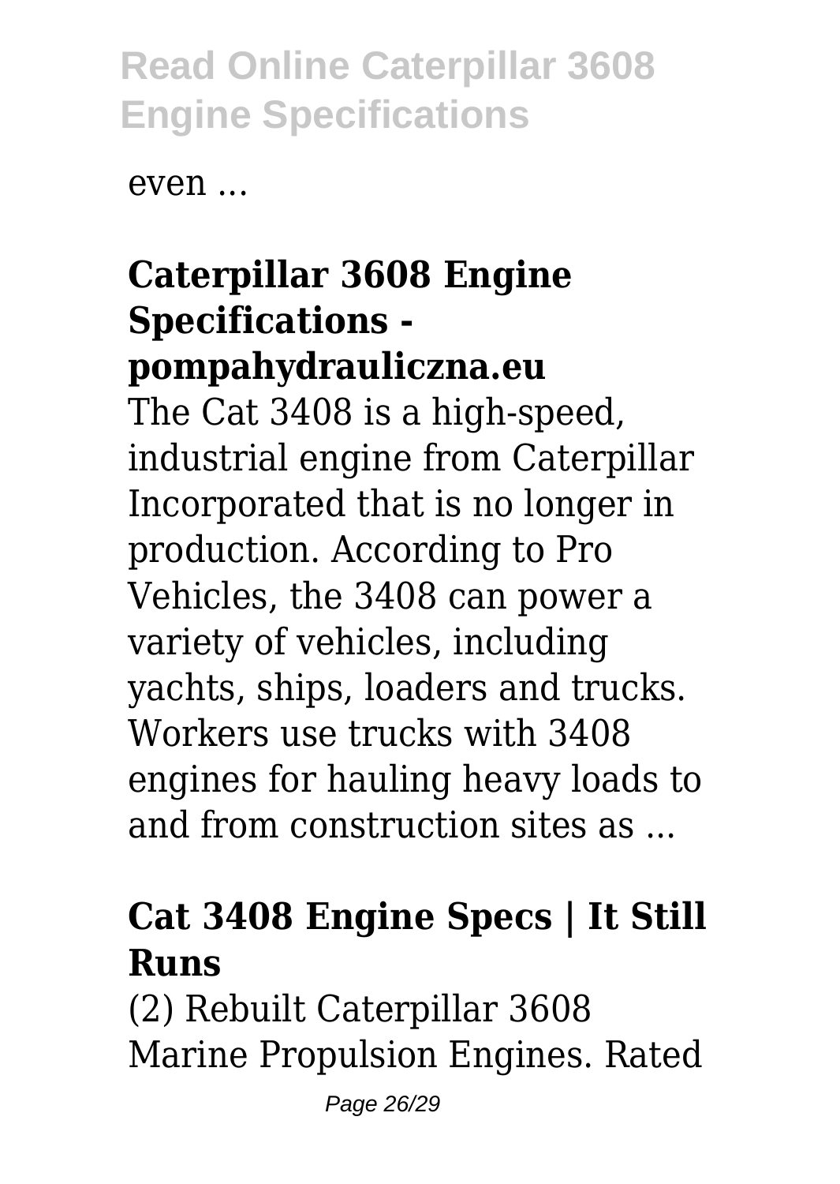even ...

## Caterpillar 3608 Engine Specifications - pompahydrauliczna.eu

The Cat 3408 is a high-speed, industrial engine from Caterpillar Incorporated that is no longer in production. According to Pro Vehicles, the 3408 can power a variety of vehicles, including yachts, ships, loaders and trucks. Workers use trucks with 3408 engines for hauling heavy loads to and from construction sites as ...

## Cat 3408 Engine Specs | It Still Runs

(2) Rebuilt Caterpillar 3608 Marine Propulsion Engines. Rated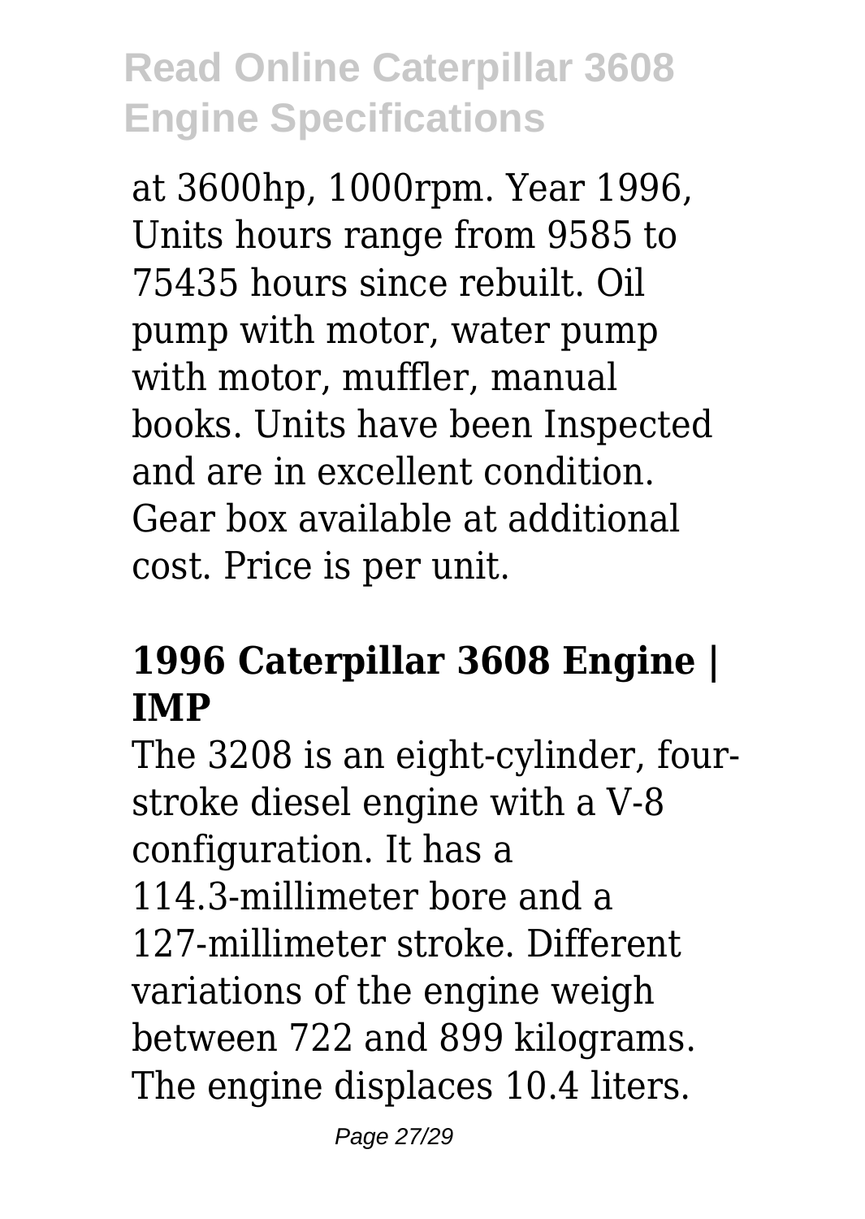at 3600hp, 1000rpm. Year 1996, Units hours range from 9585 to 75435 hours since rebuilt. Oil pump with motor, water pump with motor, muffler, manual books. Units have been Inspected and are in excellent condition. Gear box available at additional cost. Price is per unit.

## 1996 Caterpillar 3608 Engine | IMP

The 3208 is an eight-cylinder, four-stroke diesel engine with a V-8 configuration. It has a 114.3-millimeter bore and a 127-millimeter stroke. Different variations of the engine weigh between 722 and 899 kilograms. The engine displaces 10.4 liters.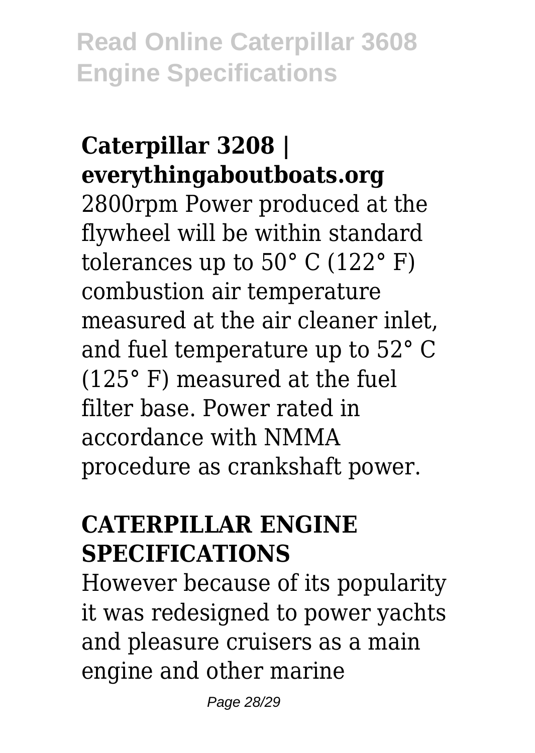## Caterpillar 3208 | everythingaboutboats.org

2800rpm Power produced at the flywheel will be within standard tolerances up to 50° C (122° F) combustion air temperature measured at the air cleaner inlet, and fuel temperature up to 52° C (125° F) measured at the fuel filter base. Power rated in accordance with NMMA procedure as crankshaft power.

## CATERPILLAR ENGINE SPECIFICATIONS

However because of its popularity it was redesigned to power yachts and pleasure cruisers as a main engine and other marine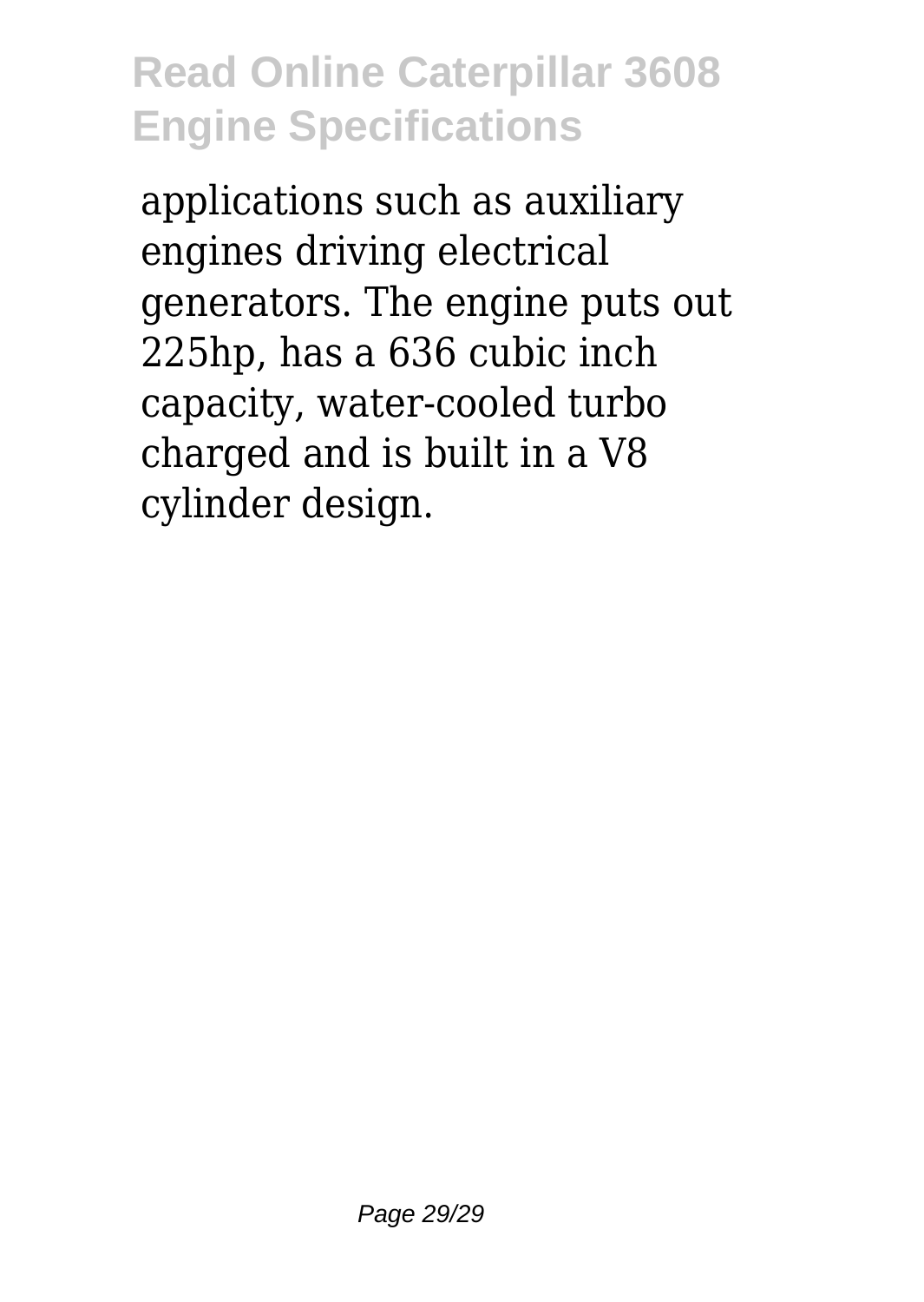applications such as auxiliary engines driving electrical generators. The engine puts out 225hp, has a 636 cubic inch capacity, water-cooled turbo charged and is built in a V8 cylinder design.